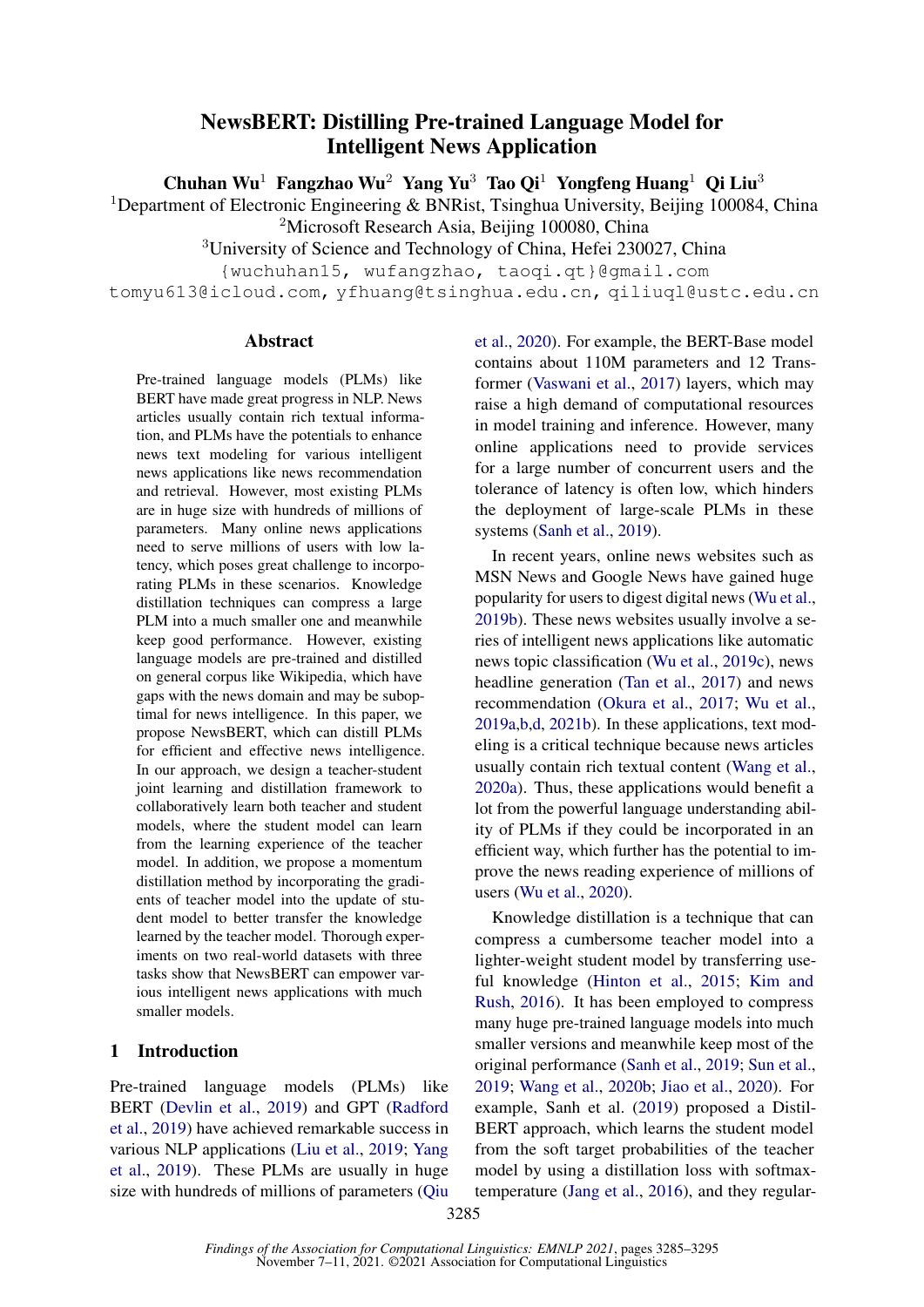# NewsBERT: Distilling Pre-trained Language Model for Intelligent News Application

**Chuhan Wu**[1] **Fangzhao Wu**[2] **Yang Yu**[3] **Tao Qi**[1] **Yongfeng Huang**[1] **Qi Liu**[3]

[1]Department of Electronic Engineering & BNRist, Tsinghua University, Beijing 100084, China
[2]Microsoft Research Asia, Beijing 100080, China
[3]University of Science and Technology of China, Hefei 230027, China

{wuchuhan15, wufangzhao, taoqi.qt}@gmail.com
tomyu613@icloud.com, yfhuang@tsinghua.edu.cn, qiliuql@ustc.edu.cn

## Abstract

Pre-trained language models (PLMs) like BERT have made great progress in NLP. News articles usually contain rich textual information, and PLMs have the potentials to enhance news text modeling for various intelligent news applications like news recommendation and retrieval. However, most existing PLMs are in huge size with hundreds of millions of parameters. Many online news applications need to serve millions of users with low latency, which poses great challenge to incorporating PLMs in these scenarios. Knowledge distillation techniques can compress a large PLM into a much smaller one and meanwhile keep good performance. However, existing language models are pre-trained and distilled on general corpus like Wikipedia, which have gaps with the news domain and may be suboptimal for news intelligence. In this paper, we propose NewsBERT, which can distill PLMs for efficient and effective news intelligence. In our approach, we design a teacher-student joint learning and distillation framework to collaboratively learn both teacher and student models, where the student model can learn from the learning experience of the teacher model. In addition, we propose a momentum distillation method by incorporating the gradients of teacher model into the update of student model to better transfer the knowledge learned by the teacher model. Thorough experiments on two real-world datasets with three tasks show that NewsBERT can empower various intelligent news applications with much smaller models.

## 1 Introduction

Pre-trained language models (PLMs) like BERT (Devlin et al., 2019) and GPT (Radford et al., 2019) have achieved remarkable success in various NLP applications (Liu et al., 2019; Yang et al., 2019). These PLMs are usually in huge size with hundreds of millions of parameters (Qiu et al., 2020). For example, the BERT-Base model contains about 110M parameters and 12 Transformer (Vaswani et al., 2017) layers, which may raise a high demand of computational resources in model training and inference. However, many online applications need to provide services for a large number of concurrent users and the tolerance of latency is often low, which hinders the deployment of large-scale PLMs in these systems (Sanh et al., 2019).

In recent years, online news websites such as MSN News and Google News have gained huge popularity for users to digest digital news (Wu et al., 2019b). These news websites usually involve a series of intelligent news applications like automatic news topic classification (Wu et al., 2019c), news headline generation (Tan et al., 2017) and news recommendation (Okura et al., 2017; Wu et al., 2019a,b,d, 2021b). In these applications, text modeling is a critical technique because news articles usually contain rich textual content (Wang et al., 2020a). Thus, these applications would benefit a lot from the powerful language understanding ability of PLMs if they could be incorporated in an efficient way, which further has the potential to improve the news reading experience of millions of users (Wu et al., 2020).

Knowledge distillation is a technique that can compress a cumbersome teacher model into a lighter-weight student model by transferring useful knowledge (Hinton et al., 2015; Kim and Rush, 2016). It has been employed to compress many huge pre-trained language models into much smaller versions and meanwhile keep most of the original performance (Sanh et al., 2019; Sun et al., 2019; Wang et al., 2020b; Jiao et al., 2020). For example, Sanh et al. (2019) proposed a DistilBERT approach, which learns the student model from the soft target probabilities of the teacher model by using a distillation loss with softmax-temperature (Jang et al., 2016), and they regular-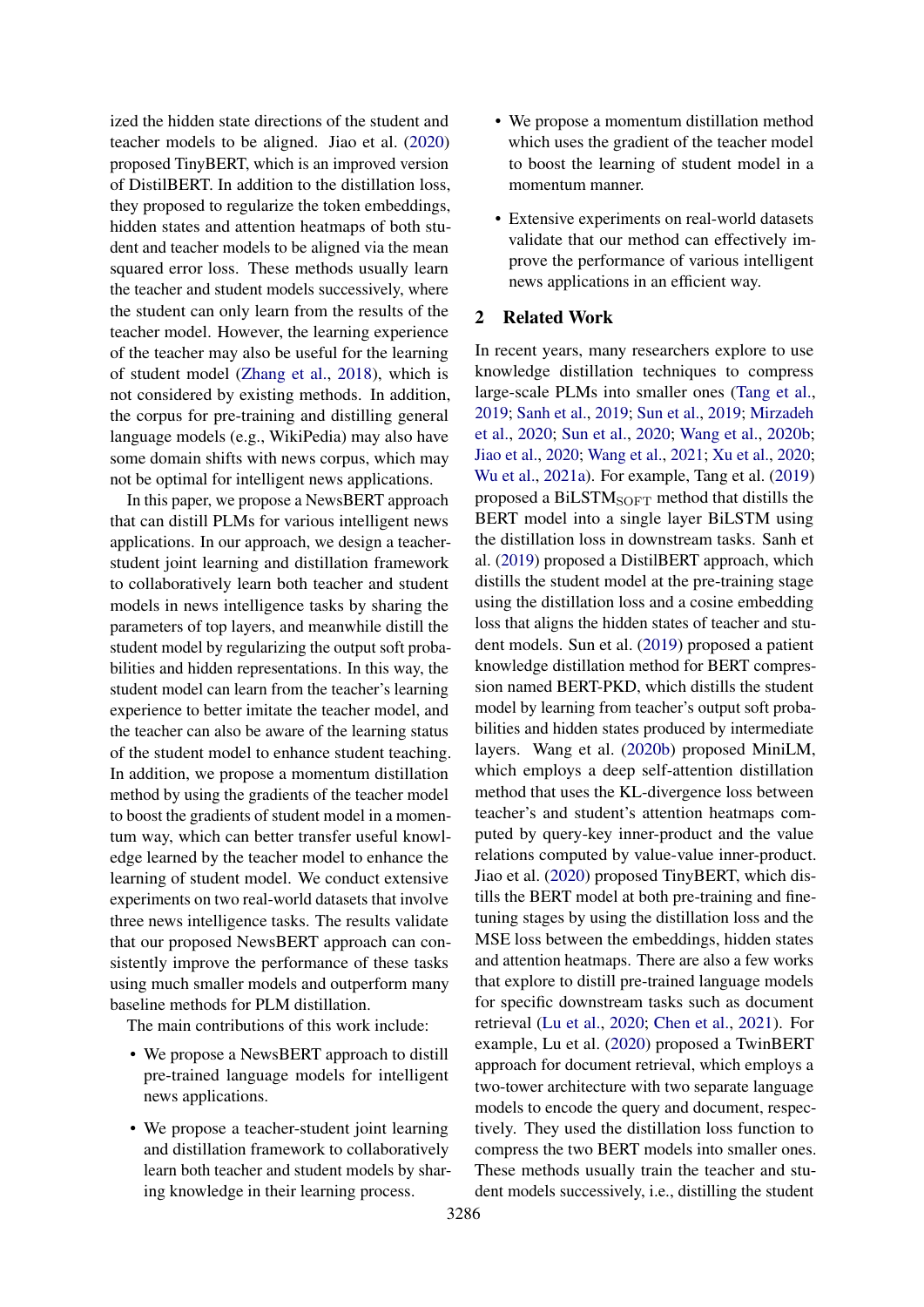ized the hidden state directions of the student and teacher models to be aligned. Jiao et al. (2020) proposed TinyBERT, which is an improved version of DistilBERT. In addition to the distillation loss, they proposed to regularize the token embeddings, hidden states and attention heatmaps of both student and teacher models to be aligned via the mean squared error loss. These methods usually learn the teacher and student models successively, where the student can only learn from the results of the teacher model. However, the learning experience of the teacher may also be useful for the learning of student model (Zhang et al., 2018), which is not considered by existing methods. In addition, the corpus for pre-training and distilling general language models (e.g., WikiPedia) may also have some domain shifts with news corpus, which may not be optimal for intelligent news applications.

In this paper, we propose a NewsBERT approach that can distill PLMs for various intelligent news applications. In our approach, we design a teacher-student joint learning and distillation framework to collaboratively learn both teacher and student models in news intelligence tasks by sharing the parameters of top layers, and meanwhile distill the student model by regularizing the output soft probabilities and hidden representations. In this way, the student model can learn from the teacher's learning experience to better imitate the teacher model, and the teacher can also be aware of the learning status of the student model to enhance student teaching. In addition, we propose a momentum distillation method by using the gradients of the teacher model to boost the gradients of student model in a momentum way, which can better transfer useful knowledge learned by the teacher model to enhance the learning of student model. We conduct extensive experiments on two real-world datasets that involve three news intelligence tasks. The results validate that our proposed NewsBERT approach can consistently improve the performance of these tasks using much smaller models and outperform many baseline methods for PLM distillation.

The main contributions of this work include:

- We propose a NewsBERT approach to distill pre-trained language models for intelligent news applications.
- We propose a teacher-student joint learning and distillation framework to collaboratively learn both teacher and student models by sharing knowledge in their learning process.
- We propose a momentum distillation method which uses the gradient of the teacher model to boost the learning of student model in a momentum manner.
- Extensive experiments on real-world datasets validate that our method can effectively improve the performance of various intelligent news applications in an efficient way.

## 2 Related Work

In recent years, many researchers explore to use knowledge distillation techniques to compress large-scale PLMs into smaller ones (Tang et al., 2019; Sanh et al., 2019; Sun et al., 2019; Mirzadeh et al., 2020; Sun et al., 2020; Wang et al., 2020b; Jiao et al., 2020; Wang et al., 2021; Xu et al., 2020; Wu et al., 2021a). For example, Tang et al. (2019) proposed a BiLSTM$_{\mathrm{SOFT}}$ method that distills the BERT model into a single layer BiLSTM using the distillation loss in downstream tasks. Sanh et al. (2019) proposed a DistilBERT approach, which distills the student model at the pre-training stage using the distillation loss and a cosine embedding loss that aligns the hidden states of teacher and student models. Sun et al. (2019) proposed a patient knowledge distillation method for BERT compression named BERT-PKD, which distills the student model by learning from teacher's output soft probabilities and hidden states produced by intermediate layers. Wang et al. (2020b) proposed MiniLM, which employs a deep self-attention distillation method that uses the KL-divergence loss between teacher's and student's attention heatmaps computed by query-key inner-product and the value relations computed by value-value inner-product. Jiao et al. (2020) proposed TinyBERT, which distills the BERT model at both pre-training and fine-tuning stages by using the distillation loss and the MSE loss between the embeddings, hidden states and attention heatmaps. There are also a few works that explore to distill pre-trained language models for specific downstream tasks such as document retrieval (Lu et al., 2020; Chen et al., 2021). For example, Lu et al. (2020) proposed a TwinBERT approach for document retrieval, which employs a two-tower architecture with two separate language models to encode the query and document, respectively. They used the distillation loss function to compress the two BERT models into smaller ones. These methods usually train the teacher and student models successively, i.e., distilling the student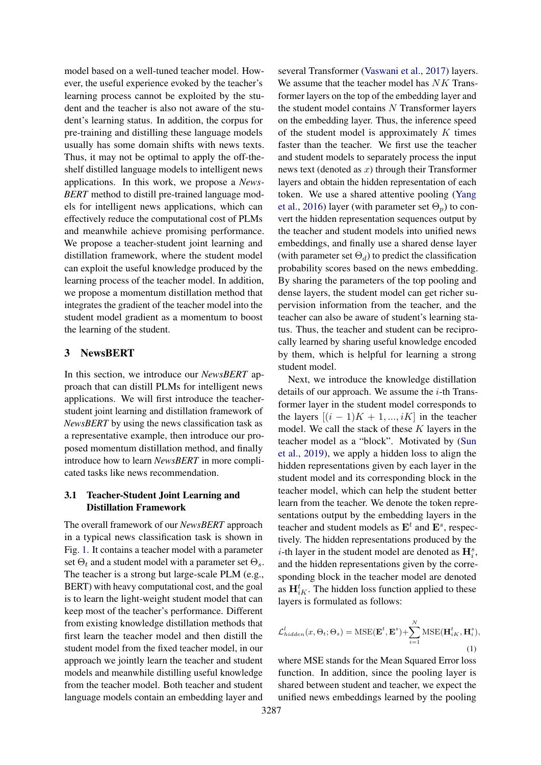model based on a well-tuned teacher model. However, the useful experience evoked by the teacher's learning process cannot be exploited by the student and the teacher is also not aware of the student's learning status. In addition, the corpus for pre-training and distilling these language models usually has some domain shifts with news texts. Thus, it may not be optimal to apply the off-the-shelf distilled language models to intelligent news applications. In this work, we propose a *NewsBERT* method to distill pre-trained language models for intelligent news applications, which can effectively reduce the computational cost of PLMs and meanwhile achieve promising performance. We propose a teacher-student joint learning and distillation framework, where the student model can exploit the useful knowledge produced by the learning process of the teacher model. In addition, we propose a momentum distillation method that integrates the gradient of the teacher model into the student model gradient as a momentum to boost the learning of the student.

## 3 NewsBERT

In this section, we introduce our *NewsBERT* approach that can distill PLMs for intelligent news applications. We will first introduce the teacher-student joint learning and distillation framework of *NewsBERT* by using the news classification task as a representative example, then introduce our proposed momentum distillation method, and finally introduce how to learn *NewsBERT* in more complicated tasks like news recommendation.

### 3.1 Teacher-Student Joint Learning and Distillation Framework

The overall framework of our *NewsBERT* approach in a typical news classification task is shown in Fig. 1. It contains a teacher model with a parameter set $\Theta_t$ and a student model with a parameter set $\Theta_s$. The teacher is a strong but large-scale PLM (e.g., BERT) with heavy computational cost, and the goal is to learn the light-weight student model that can keep most of the teacher's performance. Different from existing knowledge distillation methods that first learn the teacher model and then distill the student model from the fixed teacher model, in our approach we jointly learn the teacher and student models and meanwhile distilling useful knowledge from the teacher model. Both teacher and student language models contain an embedding layer and several Transformer (Vaswani et al., 2017) layers. We assume that the teacher model has $NK$ Transformer layers on the top of the embedding layer and the student model contains $N$ Transformer layers on the embedding layer. Thus, the inference speed of the student model is approximately $K$ times faster than the teacher. We first use the teacher and student models to separately process the input news text (denoted as $x$) through their Transformer layers and obtain the hidden representation of each token. We use a shared attentive pooling (Yang et al., 2016) layer (with parameter set $\Theta_p$) to convert the hidden representation sequences output by the teacher and student models into unified news embeddings, and finally use a shared dense layer (with parameter set $\Theta_d$) to predict the classification probability scores based on the news embedding. By sharing the parameters of the top pooling and dense layers, the student model can get richer supervision information from the teacher, and the teacher can also be aware of student's learning status. Thus, the teacher and student can be reciprocally learned by sharing useful knowledge encoded by them, which is helpful for learning a strong student model.

Next, we introduce the knowledge distillation details of our approach. We assume the $i$-th Transformer layer in the student model corresponds to the layers $[(i-1)K+1, ..., iK]$ in the teacher model. We call the stack of these $K$ layers in the teacher model as a "block". Motivated by (Sun et al., 2019), we apply a hidden loss to align the hidden representations given by each layer in the student model and its corresponding block in the teacher model, which can help the student better learn from the teacher. We denote the token representations output by the embedding layers in the teacher and student models as $\mathbf{E}^t$ and $\mathbf{E}^s$, respectively. The hidden representations produced by the $i$-th layer in the student model are denoted as $\mathbf{H}_i^s$, and the hidden representations given by the corresponding block in the teacher model are denoted as $\mathbf{H}_{iK}^t$. The hidden loss function applied to these layers is formulated as follows:

$$\mathcal{L}_{hidden}^{l}(x, \Theta_t; \Theta_s) = \text{MSE}(\mathbf{E}^t, \mathbf{E}^s) + \sum_{i=1}^{N} \text{MSE}(\mathbf{H}_{iK}^t, \mathbf{H}_i^s), \tag{1}$$

where MSE stands for the Mean Squared Error loss function. In addition, since the pooling layer is shared between student and teacher, we expect the unified news embeddings learned by the pooling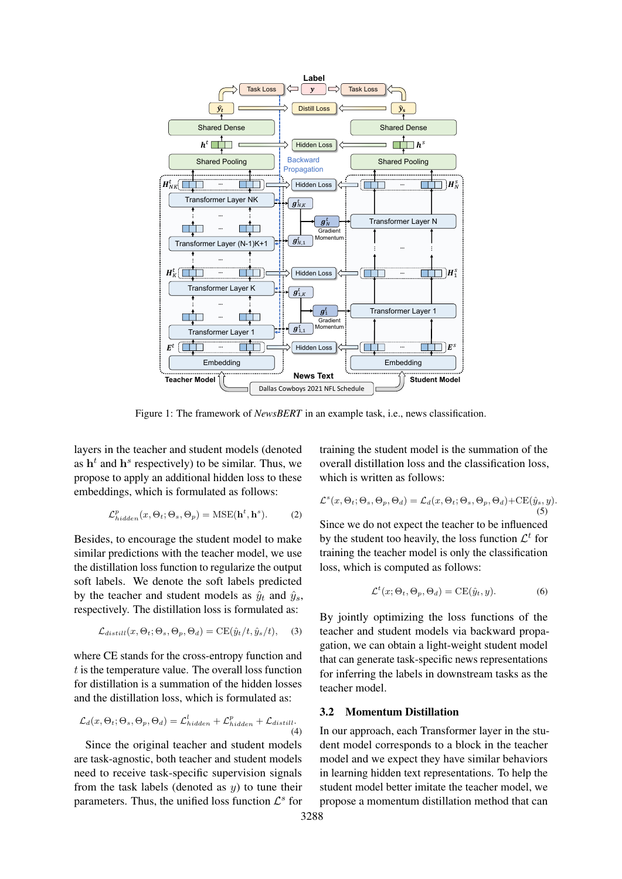Figure 1: The framework of *NewsBERT* in an example task, i.e., news classification.

layers in the teacher and student models (denoted as $\mathbf{h}^t$ and $\mathbf{h}^s$ respectively) to be similar. Thus, we propose to apply an additional hidden loss to these embeddings, which is formulated as follows:

$$\mathcal{L}^p_{hidden}(x, \Theta_t; \Theta_s, \Theta_p) = \text{MSE}(\mathbf{h}^t, \mathbf{h}^s). \quad (2)$$

Besides, to encourage the student model to make similar predictions with the teacher model, we use the distillation loss function to regularize the output soft labels. We denote the soft labels predicted by the teacher and student models as $\hat{y}_t$ and $\hat{y}_s$, respectively. The distillation loss is formulated as:

$$\mathcal{L}_{distill}(x, \Theta_t; \Theta_s, \Theta_p, \Theta_d) = \text{CE}(\hat{y}_t/t, \hat{y}_s/t), \quad (3)$$

where CE stands for the cross-entropy function and $t$ is the temperature value. The overall loss function for distillation is a summation of the hidden losses and the distillation loss, which is formulated as:

$$\mathcal{L}_d(x, \Theta_t; \Theta_s, \Theta_p, \Theta_d) = \mathcal{L}^l_{hidden} + \mathcal{L}^p_{hidden} + \mathcal{L}_{distill}. \quad (4)$$

Since the original teacher and student models are task-agnostic, both teacher and student models need to receive task-specific supervision signals from the task labels (denoted as $y$) to tune their parameters. Thus, the unified loss function $\mathcal{L}^s$ for training the student model is the summation of the overall distillation loss and the classification loss, which is written as follows:

$$\mathcal{L}^s(x, \Theta_t; \Theta_s, \Theta_p, \Theta_d) = \mathcal{L}_d(x, \Theta_t; \Theta_s, \Theta_p, \Theta_d) + \text{CE}(\hat{y}_s, y). \quad (5)$$

Since we do not expect the teacher to be influenced by the student too heavily, the loss function $\mathcal{L}^t$ for training the teacher model is only the classification loss, which is computed as follows:

$$\mathcal{L}^t(x; \Theta_t, \Theta_p, \Theta_d) = \text{CE}(\hat{y}_t, y). \quad (6)$$

By jointly optimizing the loss functions of the teacher and student models via backward propagation, we can obtain a light-weight student model that can generate task-specific news representations for inferring the labels in downstream tasks as the teacher model.

### 3.2 Momentum Distillation

In our approach, each Transformer layer in the student model corresponds to a block in the teacher model and we expect they have similar behaviors in learning hidden text representations. To help the student model better imitate the teacher model, we propose a momentum distillation method that can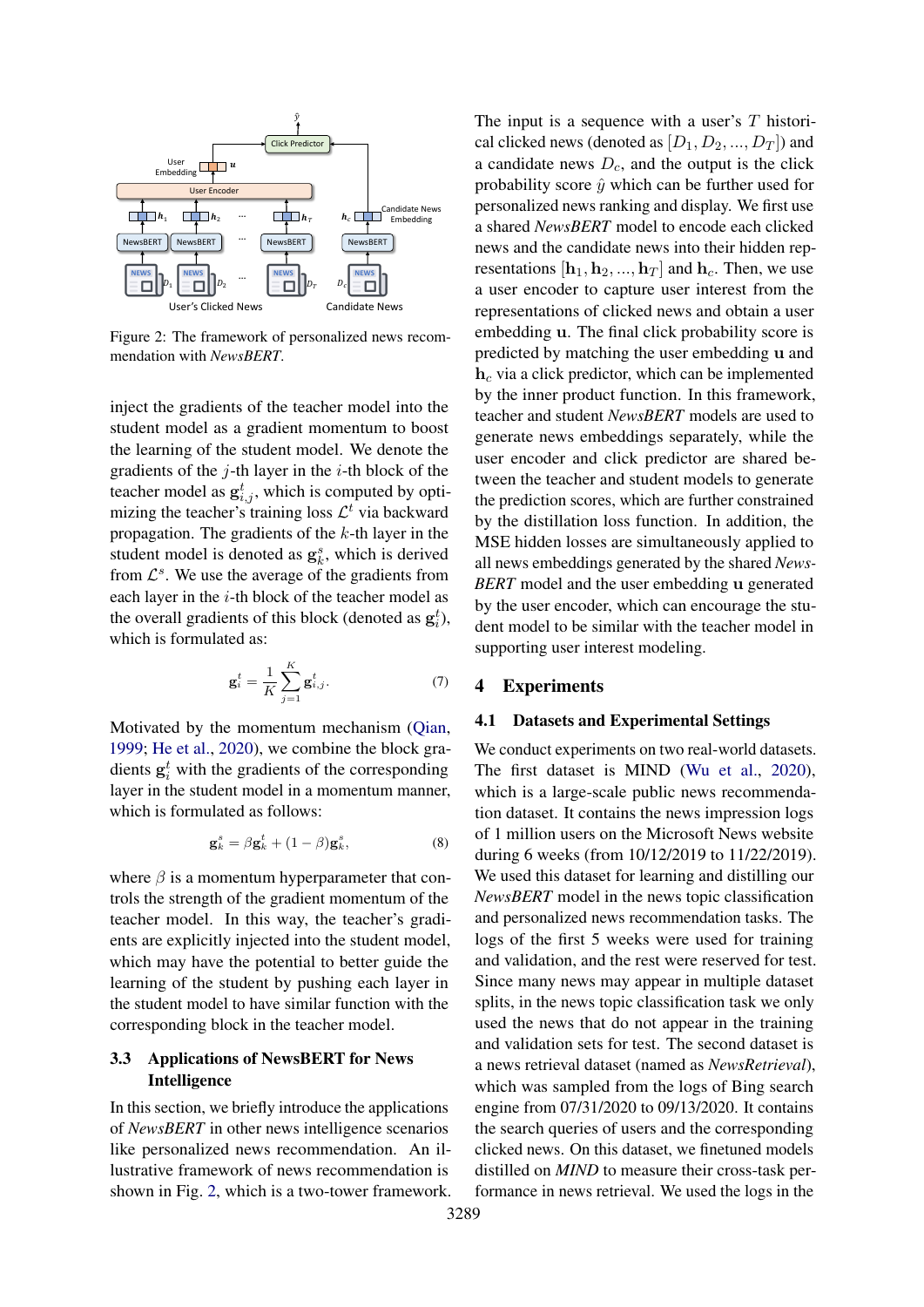Figure 2: The framework of personalized news recommendation with *NewsBERT*.

inject the gradients of the teacher model into the student model as a gradient momentum to boost the learning of the student model. We denote the gradients of the $j$-th layer in the $i$-th block of the teacher model as $\mathbf{g}_{i,j}^t$, which is computed by optimizing the teacher's training loss $\mathcal{L}^t$ via backward propagation. The gradients of the $k$-th layer in the student model is denoted as $\mathbf{g}_k^s$, which is derived from $\mathcal{L}^s$. We use the average of the gradients from each layer in the $i$-th block of the teacher model as the overall gradients of this block (denoted as $\mathbf{g}_i^t$), which is formulated as:

$$\mathbf{g}_i^t = \frac{1}{K}\sum_{j=1}^{K}\mathbf{g}_{i,j}^t. \tag{7}$$

Motivated by the momentum mechanism (Qian, 1999; He et al., 2020), we combine the block gradients $\mathbf{g}_i^t$ with the gradients of the corresponding layer in the student model in a momentum manner, which is formulated as follows:

$$\mathbf{g}_k^s = \beta\mathbf{g}_k^t + (1-\beta)\mathbf{g}_k^s, \tag{8}$$

where $\beta$ is a momentum hyperparameter that controls the strength of the gradient momentum of the teacher model. In this way, the teacher's gradients are explicitly injected into the student model, which may have the potential to better guide the learning of the student by pushing each layer in the student model to have similar function with the corresponding block in the teacher model.

### 3.3 Applications of NewsBERT for News Intelligence

In this section, we briefly introduce the applications of *NewsBERT* in other news intelligence scenarios like personalized news recommendation. An illustrative framework of news recommendation is shown in Fig. 2, which is a two-tower framework. The input is a sequence with a user's $T$ historical clicked news (denoted as $[D_1, D_2, ..., D_T]$) and a candidate news $D_c$, and the output is the click probability score $\hat{y}$ which can be further used for personalized news ranking and display. We first use a shared *NewsBERT* model to encode each clicked news and the candidate news into their hidden representations $[\mathbf{h}_1, \mathbf{h}_2, ..., \mathbf{h}_T]$ and $\mathbf{h}_c$. Then, we use a user encoder to capture user interest from the representations of clicked news and obtain a user embedding $\mathbf{u}$. The final click probability score is predicted by matching the user embedding $\mathbf{u}$ and $\mathbf{h}_c$ via a click predictor, which can be implemented by the inner product function. In this framework, teacher and student *NewsBERT* models are used to generate news embeddings separately, while the user encoder and click predictor are shared between the teacher and student models to generate the prediction scores, which are further constrained by the distillation loss function. In addition, the MSE hidden losses are simultaneously applied to all news embeddings generated by the shared *NewsBERT* model and the user embedding $\mathbf{u}$ generated by the user encoder, which can encourage the student model to be similar with the teacher model in supporting user interest modeling.

## 4 Experiments

### 4.1 Datasets and Experimental Settings

We conduct experiments on two real-world datasets. The first dataset is MIND (Wu et al., 2020), which is a large-scale public news recommendation dataset. It contains the news impression logs of 1 million users on the Microsoft News website during 6 weeks (from 10/12/2019 to 11/22/2019). We used this dataset for learning and distilling our *NewsBERT* model in the news topic classification and personalized news recommendation tasks. The logs of the first 5 weeks were used for training and validation, and the rest were reserved for test. Since many news may appear in multiple dataset splits, in the news topic classification task we only used the news that do not appear in the training and validation sets for test. The second dataset is a news retrieval dataset (named as *NewsRetrieval*), which was sampled from the logs of Bing search engine from 07/31/2020 to 09/13/2020. It contains the search queries of users and the corresponding clicked news. On this dataset, we finetuned models distilled on *MIND* to measure their cross-task performance in news retrieval. We used the logs in the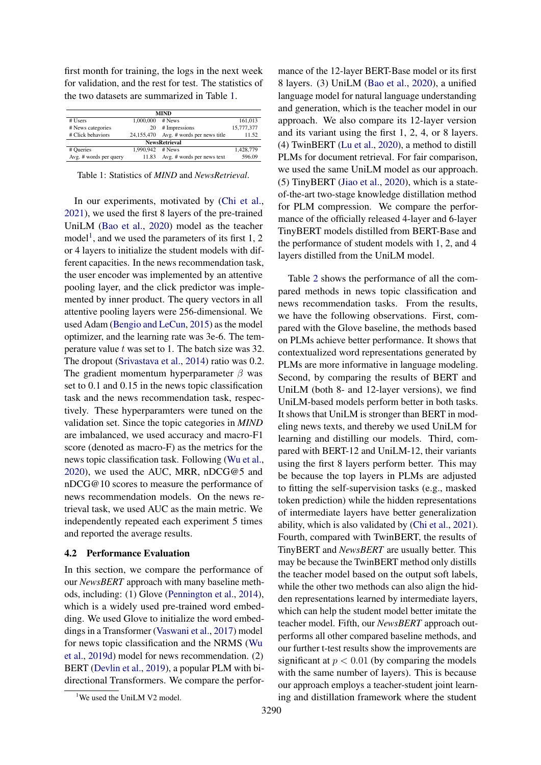first month for training, the logs in the next week for validation, and the rest for test. The statistics of the two datasets are summarized in Table 1.

| **MIND** | | | |
|---|---|---|---|
| # Users | 1,000,000 | # News | 161,013 |
| # News categories | 20 | # Impressions | 15,777,377 |
| # Click behaviors | 24,155,470 | Avg. # words per news title | 11.52 |
| **NewsRetrieval** | | | |
| # Queries | 1,990,942 | # News | 1,428,779 |
| Avg. # words per query | 11.83 | Avg. # words per news text | 596.09 |

Table 1: Statistics of *MIND* and *NewsRetrieval*.

In our experiments, motivated by (Chi et al., 2021), we used the first 8 layers of the pre-trained UniLM (Bao et al., 2020) model as the teacher model[1], and we used the parameters of its first 1, 2 or 4 layers to initialize the student models with different capacities. In the news recommendation task, the user encoder was implemented by an attentive pooling layer, and the click predictor was implemented by inner product. The query vectors in all attentive pooling layers were 256-dimensional. We used Adam (Bengio and LeCun, 2015) as the model optimizer, and the learning rate was 3e-6. The temperature value $t$ was set to 1. The batch size was 32. The dropout (Srivastava et al., 2014) ratio was 0.2. The gradient momentum hyperparameter $\beta$ was set to 0.1 and 0.15 in the news topic classification task and the news recommendation task, respectively. These hyperparamters were tuned on the validation set. Since the topic categories in *MIND* are imbalanced, we used accuracy and macro-F1 score (denoted as macro-F) as the metrics for the news topic classification task. Following (Wu et al., 2020), we used the AUC, MRR, nDCG@5 and nDCG@10 scores to measure the performance of news recommendation models. On the news retrieval task, we used AUC as the main metric. We independently repeated each experiment 5 times and reported the average results.

### 4.2 Performance Evaluation

In this section, we compare the performance of our *NewsBERT* approach with many baseline methods, including: (1) Glove (Pennington et al., 2014), which is a widely used pre-trained word embedding. We used Glove to initialize the word embeddings in a Transformer (Vaswani et al., 2017) model for news topic classification and the NRMS (Wu et al., 2019d) model for news recommendation. (2) BERT (Devlin et al., 2019), a popular PLM with bi-directional Transformers. We compare the performance of the 12-layer BERT-Base model or its first 8 layers. (3) UniLM (Bao et al., 2020), a unified language model for natural language understanding and generation, which is the teacher model in our approach. We also compare its 12-layer version and its variant using the first 1, 2, 4, or 8 layers. (4) TwinBERT (Lu et al., 2020), a method to distill PLMs for document retrieval. For fair comparison, we used the same UniLM model as our approach. (5) TinyBERT (Jiao et al., 2020), which is a state-of-the-art two-stage knowledge distillation method for PLM compression. We compare the performance of the officially released 4-layer and 6-layer TinyBERT models distilled from BERT-Base and the performance of student models with 1, 2, and 4 layers distilled from the UniLM model.

Table 2 shows the performance of all the compared methods in news topic classification and news recommendation tasks. From the results, we have the following observations. First, compared with the Glove baseline, the methods based on PLMs achieve better performance. It shows that contextualized word representations generated by PLMs are more informative in language modeling. Second, by comparing the results of BERT and UniLM (both 8- and 12-layer versions), we find UniLM-based models perform better in both tasks. It shows that UniLM is stronger than BERT in modeling news texts, and thereby we used UniLM for learning and distilling our models. Third, compared with BERT-12 and UniLM-12, their variants using the first 8 layers perform better. This may be because the top layers in PLMs are adjusted to fitting the self-supervision tasks (e.g., masked token prediction) while the hidden representations of intermediate layers have better generalization ability, which is also validated by (Chi et al., 2021). Fourth, compared with TwinBERT, the results of TinyBERT and *NewsBERT* are usually better. This may be because the TwinBERT method only distills the teacher model based on the output soft labels, while the other two methods can also align the hidden representations learned by intermediate layers, which can help the student model better imitate the teacher model. Fifth, our *NewsBERT* approach outperforms all other compared baseline methods, and our further t-test results show the improvements are significant at $p < 0.01$ (by comparing the models with the same number of layers). This is because our approach employs a teacher-student joint learning and distillation framework where the student

[1] We used the UniLM V2 model.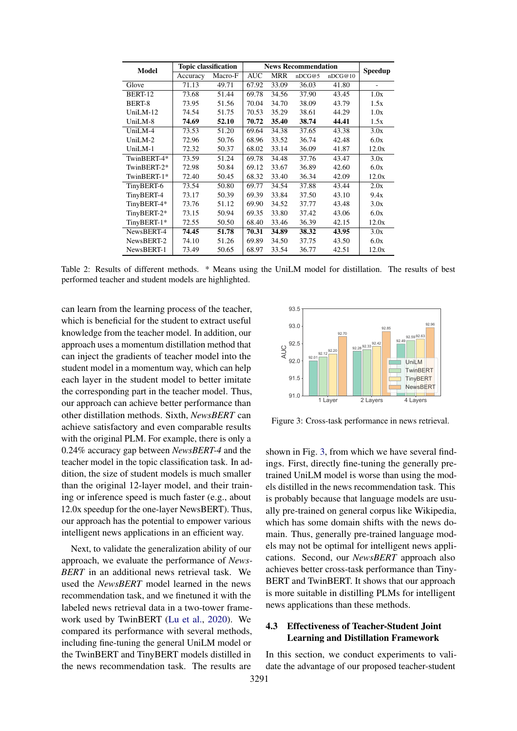| Model | Topic classification | | News Recommendation | | | | Speedup |
|---|---|---|---|---|---|---|---|
| | Accuracy | Macro-F | AUC | MRR | nDCG@5 | nDCG@10 | |
| Glove | 71.13 | 49.71 | 67.92 | 33.09 | 36.03 | 41.80 | - |
| BERT-12 | 73.68 | 51.44 | 69.78 | 34.56 | 37.90 | 43.45 | 1.0x |
| BERT-8 | 73.95 | 51.56 | 70.04 | 34.70 | 38.09 | 43.79 | 1.5x |
| UniLM-12 | 74.54 | 51.75 | 70.53 | 35.29 | 38.61 | 44.29 | 1.0x |
| UniLM-8 | **74.69** | **52.10** | **70.72** | **35.40** | **38.74** | **44.41** | 1.5x |
| UniLM-4 | 73.53 | 51.20 | 69.64 | 34.38 | 37.65 | 43.38 | 3.0x |
| UniLM-2 | 72.96 | 50.76 | 68.96 | 33.52 | 36.74 | 42.48 | 6.0x |
| UniLM-1 | 72.32 | 50.37 | 68.02 | 33.14 | 36.09 | 41.87 | 12.0x |
| TwinBERT-4* | 73.59 | 51.24 | 69.78 | 34.48 | 37.76 | 43.47 | 3.0x |
| TwinBERT-2* | 72.98 | 50.84 | 69.12 | 33.67 | 36.89 | 42.60 | 6.0x |
| TwinBERT-1* | 72.40 | 50.45 | 68.32 | 33.40 | 36.34 | 42.09 | 12.0x |
| TinyBERT-6 | 73.54 | 50.80 | 69.77 | 34.54 | 37.88 | 43.44 | 2.0x |
| TinyBERT-4 | 73.17 | 50.39 | 69.39 | 33.84 | 37.50 | 43.10 | 9.4x |
| TinyBERT-4* | 73.76 | 51.12 | 69.90 | 34.52 | 37.77 | 43.48 | 3.0x |
| TinyBERT-2* | 73.15 | 50.94 | 69.35 | 33.80 | 37.42 | 43.06 | 6.0x |
| TinyBERT-1* | 72.55 | 50.50 | 68.40 | 33.46 | 36.39 | 42.15 | 12.0x |
| NewsBERT-4 | **74.45** | **51.78** | **70.31** | **34.89** | **38.32** | **43.95** | 3.0x |
| NewsBERT-2 | 74.10 | 51.26 | 69.89 | 34.50 | 37.75 | 43.50 | 6.0x |
| NewsBERT-1 | 73.49 | 50.65 | 68.97 | 33.54 | 36.77 | 42.51 | 12.0x |

Table 2: Results of different methods. * Means using the UniLM model for distillation. The results of best performed teacher and student models are highlighted.

can learn from the learning process of the teacher, which is beneficial for the student to extract useful knowledge from the teacher model. In addition, our approach uses a momentum distillation method that can inject the gradients of teacher model into the student model in a momentum way, which can help each layer in the student model to better imitate the corresponding part in the teacher model. Thus, our approach can achieve better performance than other distillation methods. Sixth, *NewsBERT* can achieve satisfactory and even comparable results with the original PLM. For example, there is only a 0.24% accuracy gap between *NewsBERT-4* and the teacher model in the topic classification task. In addition, the size of student models is much smaller than the original 12-layer model, and their training or inference speed is much faster (e.g., about 12.0x speedup for the one-layer NewsBERT). Thus, our approach has the potential to empower various intelligent news applications in an efficient way.

Next, to validate the generalization ability of our approach, we evaluate the performance of *NewsBERT* in an additional news retrieval task. We used the *NewsBERT* model learned in the news recommendation task, and we finetuned it with the labeled news retrieval data in a two-tower framework used by TwinBERT (Lu et al., 2020). We compared its performance with several methods, including fine-tuning the general UniLM model or the TwinBERT and TinyBERT models distilled in the news recommendation task. The results are shown in Fig. 3, from which we have several findings. First, directly fine-tuning the generally pre-trained UniLM model is worse than using the models distilled in the news recommendation task. This is probably because that language models are usually pre-trained on general corpus like Wikipedia, which has some domain shifts with the news domain. Thus, generally pre-trained language models may not be optimal for intelligent news applications. Second, our *NewsBERT* approach also achieves better cross-task performance than TinyBERT and TwinBERT. It shows that our approach is more suitable in distilling PLMs for intelligent news applications than these methods.

Figure 3: Cross-task performance in news retrieval.

### 4.3 Effectiveness of Teacher-Student Joint Learning and Distillation Framework

In this section, we conduct experiments to validate the advantage of our proposed teacher-student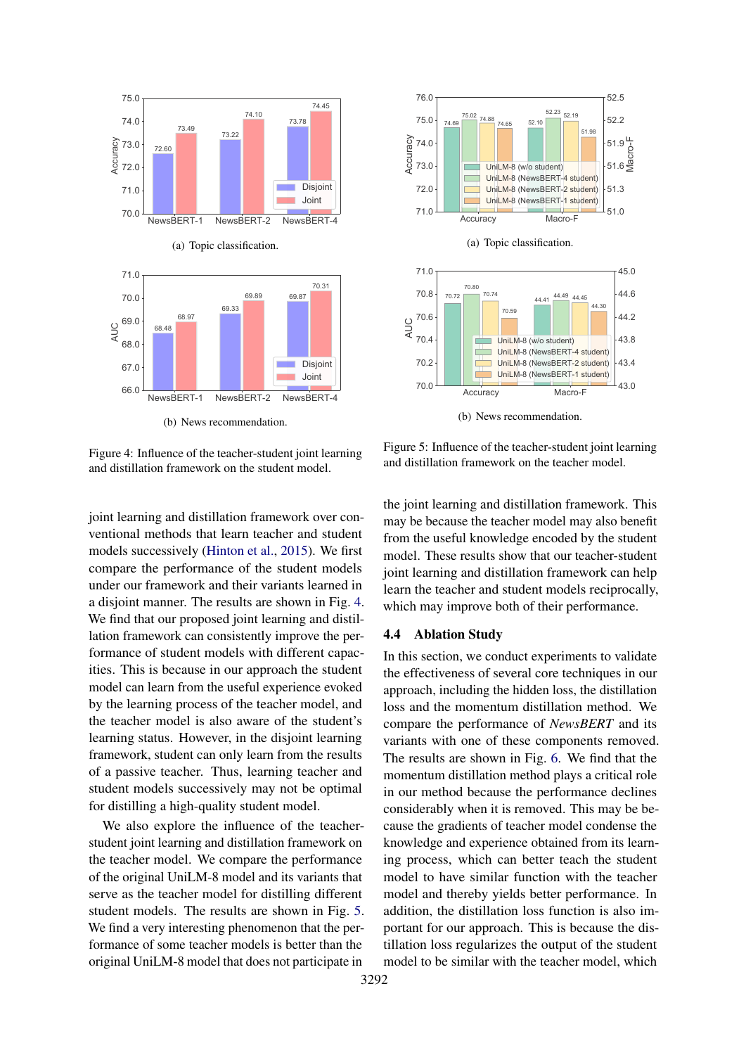(a) Topic classification.

(b) News recommendation.

Figure 4: Influence of the teacher-student joint learning and distillation framework on the student model.

(a) Topic classification.

(b) News recommendation.

Figure 5: Influence of the teacher-student joint learning and distillation framework on the teacher model.

joint learning and distillation framework over conventional methods that learn teacher and student models successively (Hinton et al., 2015). We first compare the performance of the student models under our framework and their variants learned in a disjoint manner. The results are shown in Fig. 4. We find that our proposed joint learning and distillation framework can consistently improve the performance of student models with different capacities. This is because in our approach the student model can learn from the useful experience evoked by the learning process of the teacher model, and the teacher model is also aware of the student's learning status. However, in the disjoint learning framework, student can only learn from the results of a passive teacher. Thus, learning teacher and student models successively may not be optimal for distilling a high-quality student model.

We also explore the influence of the teacher-student joint learning and distillation framework on the teacher model. We compare the performance of the original UniLM-8 model and its variants that serve as the teacher model for distilling different student models. The results are shown in Fig. 5. We find a very interesting phenomenon that the performance of some teacher models is better than the original UniLM-8 model that does not participate in the joint learning and distillation framework. This may be because the teacher model may also benefit from the useful knowledge encoded by the student model. These results show that our teacher-student joint learning and distillation framework can help learn the teacher and student models reciprocally, which may improve both of their performance.

### 4.4 Ablation Study

In this section, we conduct experiments to validate the effectiveness of several core techniques in our approach, including the hidden loss, the distillation loss and the momentum distillation method. We compare the performance of *NewsBERT* and its variants with one of these components removed. The results are shown in Fig. 6. We find that the momentum distillation method plays a critical role in our method because the performance declines considerably when it is removed. This may be because the gradients of teacher model condense the knowledge and experience obtained from its learning process, which can better teach the student model to have similar function with the teacher model and thereby yields better performance. In addition, the distillation loss function is also important for our approach. This is because the distillation loss regularizes the output of the student model to be similar with the teacher model, which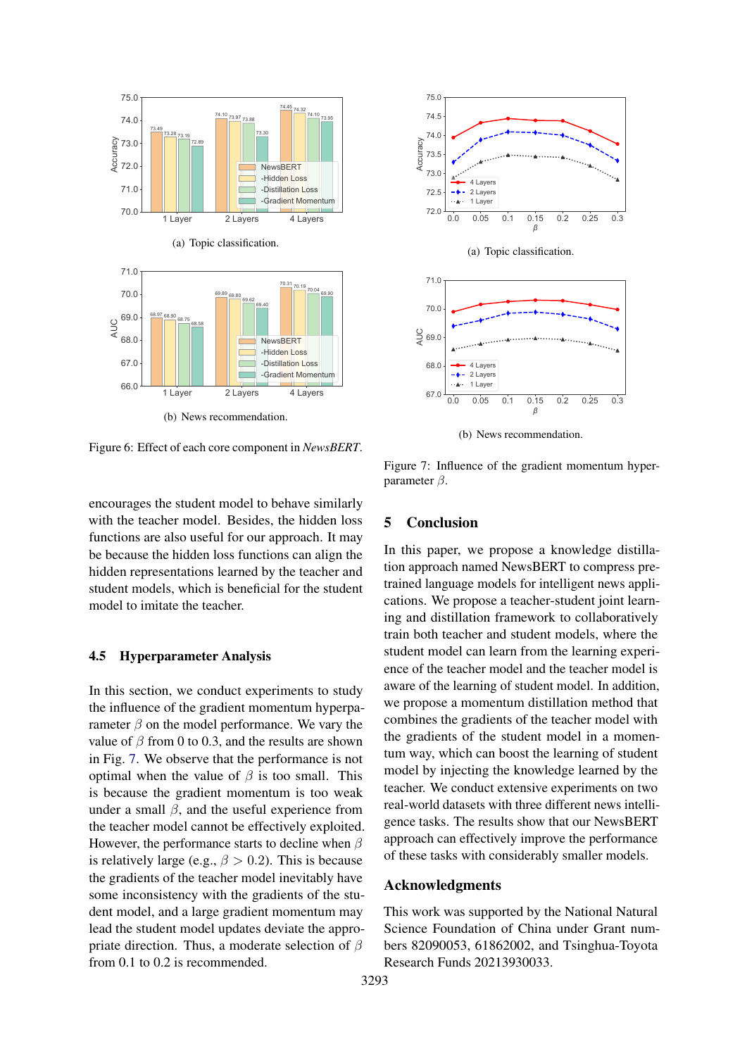(a) Topic classification.

(b) News recommendation.

Figure 6: Effect of each core component in *NewsBERT*.

(a) Topic classification.

(b) News recommendation.

Figure 7: Influence of the gradient momentum hyperparameter $\beta$.

encourages the student model to behave similarly with the teacher model. Besides, the hidden loss functions are also useful for our approach. It may be because the hidden loss functions can align the hidden representations learned by the teacher and student models, which is beneficial for the student model to imitate the teacher.

### 4.5 Hyperparameter Analysis

In this section, we conduct experiments to study the influence of the gradient momentum hyperparameter $\beta$ on the model performance. We vary the value of $\beta$ from 0 to 0.3, and the results are shown in Fig. 7. We observe that the performance is not optimal when the value of $\beta$ is too small. This is because the gradient momentum is too weak under a small $\beta$, and the useful experience from the teacher model cannot be effectively exploited. However, the performance starts to decline when $\beta$ is relatively large (e.g., $\beta > 0.2$). This is because the gradients of the teacher model inevitably have some inconsistency with the gradients of the student model, and a large gradient momentum may lead the student model updates deviate the appropriate direction. Thus, a moderate selection of $\beta$ from 0.1 to 0.2 is recommended.

## 5 Conclusion

In this paper, we propose a knowledge distillation approach named NewsBERT to compress pre-trained language models for intelligent news applications. We propose a teacher-student joint learning and distillation framework to collaboratively train both teacher and student models, where the student model can learn from the learning experience of the teacher model and the teacher model is aware of the learning of student model. In addition, we propose a momentum distillation method that combines the gradients of the teacher model with the gradients of the student model in a momentum way, which can boost the learning of student model by injecting the knowledge learned by the teacher. We conduct extensive experiments on two real-world datasets with three different news intelligence tasks. The results show that our NewsBERT approach can effectively improve the performance of these tasks with considerably smaller models.

## Acknowledgments

This work was supported by the National Natural Science Foundation of China under Grant numbers 82090053, 61862002, and Tsinghua-Toyota Research Funds 20213930033.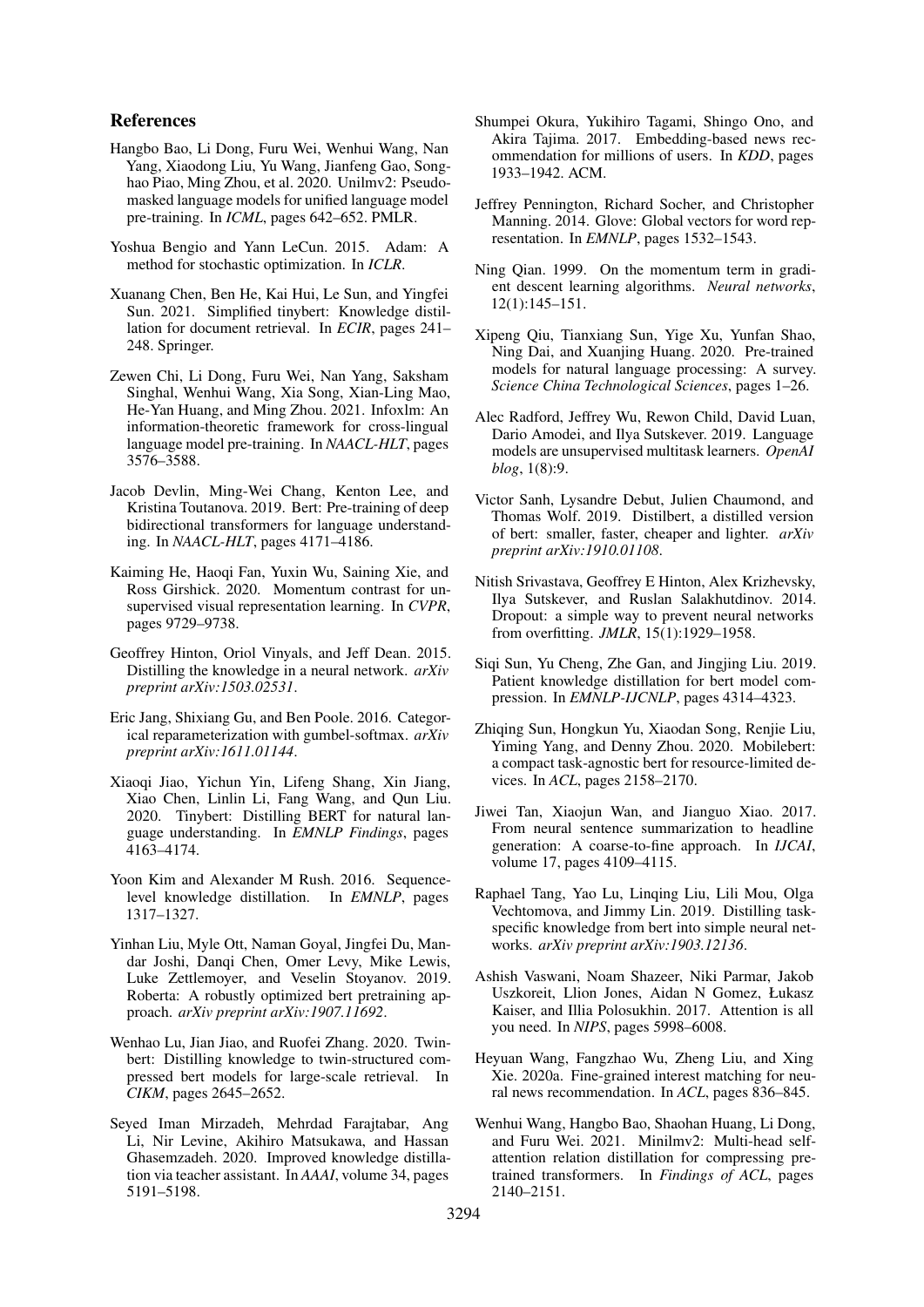## References

Hangbo Bao, Li Dong, Furu Wei, Wenhui Wang, Nan Yang, Xiaodong Liu, Yu Wang, Jianfeng Gao, Songhao Piao, Ming Zhou, et al. 2020. Unilmv2: Pseudo-masked language models for unified language model pre-training. In *ICML*, pages 642–652. PMLR.

Yoshua Bengio and Yann LeCun. 2015. Adam: A method for stochastic optimization. In *ICLR*.

Xuanang Chen, Ben He, Kai Hui, Le Sun, and Yingfei Sun. 2021. Simplified tinybert: Knowledge distillation for document retrieval. In *ECIR*, pages 241–248. Springer.

Zewen Chi, Li Dong, Furu Wei, Nan Yang, Saksham Singhal, Wenhui Wang, Xia Song, Xian-Ling Mao, He-Yan Huang, and Ming Zhou. 2021. Infoxlm: An information-theoretic framework for cross-lingual language model pre-training. In *NAACL-HLT*, pages 3576–3588.

Jacob Devlin, Ming-Wei Chang, Kenton Lee, and Kristina Toutanova. 2019. Bert: Pre-training of deep bidirectional transformers for language understanding. In *NAACL-HLT*, pages 4171–4186.

Kaiming He, Haoqi Fan, Yuxin Wu, Saining Xie, and Ross Girshick. 2020. Momentum contrast for unsupervised visual representation learning. In *CVPR*, pages 9729–9738.

Geoffrey Hinton, Oriol Vinyals, and Jeff Dean. 2015. Distilling the knowledge in a neural network. *arXiv preprint arXiv:1503.02531*.

Eric Jang, Shixiang Gu, and Ben Poole. 2016. Categorical reparameterization with gumbel-softmax. *arXiv preprint arXiv:1611.01144*.

Xiaoqi Jiao, Yichun Yin, Lifeng Shang, Xin Jiang, Xiao Chen, Linlin Li, Fang Wang, and Qun Liu. 2020. Tinybert: Distilling BERT for natural language understanding. In *EMNLP Findings*, pages 4163–4174.

Yoon Kim and Alexander M Rush. 2016. Sequence-level knowledge distillation. In *EMNLP*, pages 1317–1327.

Yinhan Liu, Myle Ott, Naman Goyal, Jingfei Du, Mandar Joshi, Danqi Chen, Omer Levy, Mike Lewis, Luke Zettlemoyer, and Veselin Stoyanov. 2019. Roberta: A robustly optimized bert pretraining approach. *arXiv preprint arXiv:1907.11692*.

Wenhao Lu, Jian Jiao, and Ruofei Zhang. 2020. Twinbert: Distilling knowledge to twin-structured compressed bert models for large-scale retrieval. In *CIKM*, pages 2645–2652.

Seyed Iman Mirzadeh, Mehrdad Farajtabar, Ang Li, Nir Levine, Akihiro Matsukawa, and Hassan Ghasemzadeh. 2020. Improved knowledge distillation via teacher assistant. In *AAAI*, volume 34, pages 5191–5198.

Shumpei Okura, Yukihiro Tagami, Shingo Ono, and Akira Tajima. 2017. Embedding-based news recommendation for millions of users. In *KDD*, pages 1933–1942. ACM.

Jeffrey Pennington, Richard Socher, and Christopher Manning. 2014. Glove: Global vectors for word representation. In *EMNLP*, pages 1532–1543.

Ning Qian. 1999. On the momentum term in gradient descent learning algorithms. *Neural networks*, 12(1):145–151.

Xipeng Qiu, Tianxiang Sun, Yige Xu, Yunfan Shao, Ning Dai, and Xuanjing Huang. 2020. Pre-trained models for natural language processing: A survey. *Science China Technological Sciences*, pages 1–26.

Alec Radford, Jeffrey Wu, Rewon Child, David Luan, Dario Amodei, and Ilya Sutskever. 2019. Language models are unsupervised multitask learners. *OpenAI blog*, 1(8):9.

Victor Sanh, Lysandre Debut, Julien Chaumond, and Thomas Wolf. 2019. Distilbert, a distilled version of bert: smaller, faster, cheaper and lighter. *arXiv preprint arXiv:1910.01108*.

Nitish Srivastava, Geoffrey E Hinton, Alex Krizhevsky, Ilya Sutskever, and Ruslan Salakhutdinov. 2014. Dropout: a simple way to prevent neural networks from overfitting. *JMLR*, 15(1):1929–1958.

Siqi Sun, Yu Cheng, Zhe Gan, and Jingjing Liu. 2019. Patient knowledge distillation for bert model compression. In *EMNLP-IJCNLP*, pages 4314–4323.

Zhiqing Sun, Hongkun Yu, Xiaodan Song, Renjie Liu, Yiming Yang, and Denny Zhou. 2020. Mobilebert: a compact task-agnostic bert for resource-limited devices. In *ACL*, pages 2158–2170.

Jiwei Tan, Xiaojun Wan, and Jianguo Xiao. 2017. From neural sentence summarization to headline generation: A coarse-to-fine approach. In *IJCAI*, volume 17, pages 4109–4115.

Raphael Tang, Yao Lu, Linqing Liu, Lili Mou, Olga Vechtomova, and Jimmy Lin. 2019. Distilling task-specific knowledge from bert into simple neural networks. *arXiv preprint arXiv:1903.12136*.

Ashish Vaswani, Noam Shazeer, Niki Parmar, Jakob Uszkoreit, Llion Jones, Aidan N Gomez, Łukasz Kaiser, and Illia Polosukhin. 2017. Attention is all you need. In *NIPS*, pages 5998–6008.

Heyuan Wang, Fangzhao Wu, Zheng Liu, and Xing Xie. 2020a. Fine-grained interest matching for neural news recommendation. In *ACL*, pages 836–845.

Wenhui Wang, Hangbo Bao, Shaohan Huang, Li Dong, and Furu Wei. 2021. Minilmv2: Multi-head self-attention relation distillation for compressing pre-trained transformers. In *Findings of ACL*, pages 2140–2151.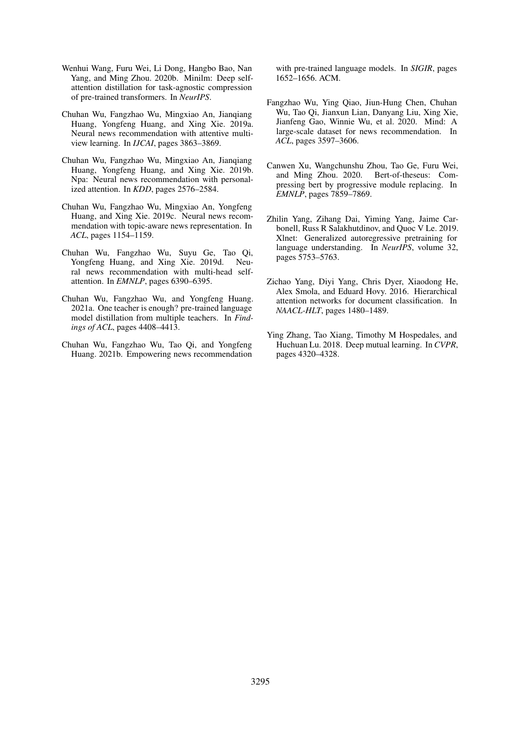Wenhui Wang, Furu Wei, Li Dong, Hangbo Bao, Nan Yang, and Ming Zhou. 2020b. Minilm: Deep self-attention distillation for task-agnostic compression of pre-trained transformers. In *NeurIPS*.

Chuhan Wu, Fangzhao Wu, Mingxiao An, Jianqiang Huang, Yongfeng Huang, and Xing Xie. 2019a. Neural news recommendation with attentive multi-view learning. In *IJCAI*, pages 3863–3869.

Chuhan Wu, Fangzhao Wu, Mingxiao An, Jianqiang Huang, Yongfeng Huang, and Xing Xie. 2019b. Npa: Neural news recommendation with personalized attention. In *KDD*, pages 2576–2584.

Chuhan Wu, Fangzhao Wu, Mingxiao An, Yongfeng Huang, and Xing Xie. 2019c. Neural news recommendation with topic-aware news representation. In *ACL*, pages 1154–1159.

Chuhan Wu, Fangzhao Wu, Suyu Ge, Tao Qi, Yongfeng Huang, and Xing Xie. 2019d. Neural news recommendation with multi-head self-attention. In *EMNLP*, pages 6390–6395.

Chuhan Wu, Fangzhao Wu, and Yongfeng Huang. 2021a. One teacher is enough? pre-trained language model distillation from multiple teachers. In *Findings of ACL*, pages 4408–4413.

Chuhan Wu, Fangzhao Wu, Tao Qi, and Yongfeng Huang. 2021b. Empowering news recommendation with pre-trained language models. In *SIGIR*, pages 1652–1656. ACM.

Fangzhao Wu, Ying Qiao, Jiun-Hung Chen, Chuhan Wu, Tao Qi, Jianxun Lian, Danyang Liu, Xing Xie, Jianfeng Gao, Winnie Wu, et al. 2020. Mind: A large-scale dataset for news recommendation. In *ACL*, pages 3597–3606.

Canwen Xu, Wangchunshu Zhou, Tao Ge, Furu Wei, and Ming Zhou. 2020. Bert-of-theseus: Compressing bert by progressive module replacing. In *EMNLP*, pages 7859–7869.

Zhilin Yang, Zihang Dai, Yiming Yang, Jaime Carbonell, Russ R Salakhutdinov, and Quoc V Le. 2019. Xlnet: Generalized autoregressive pretraining for language understanding. In *NeurIPS*, volume 32, pages 5753–5763.

Zichao Yang, Diyi Yang, Chris Dyer, Xiaodong He, Alex Smola, and Eduard Hovy. 2016. Hierarchical attention networks for document classification. In *NAACL-HLT*, pages 1480–1489.

Ying Zhang, Tao Xiang, Timothy M Hospedales, and Huchuan Lu. 2018. Deep mutual learning. In *CVPR*, pages 4320–4328.